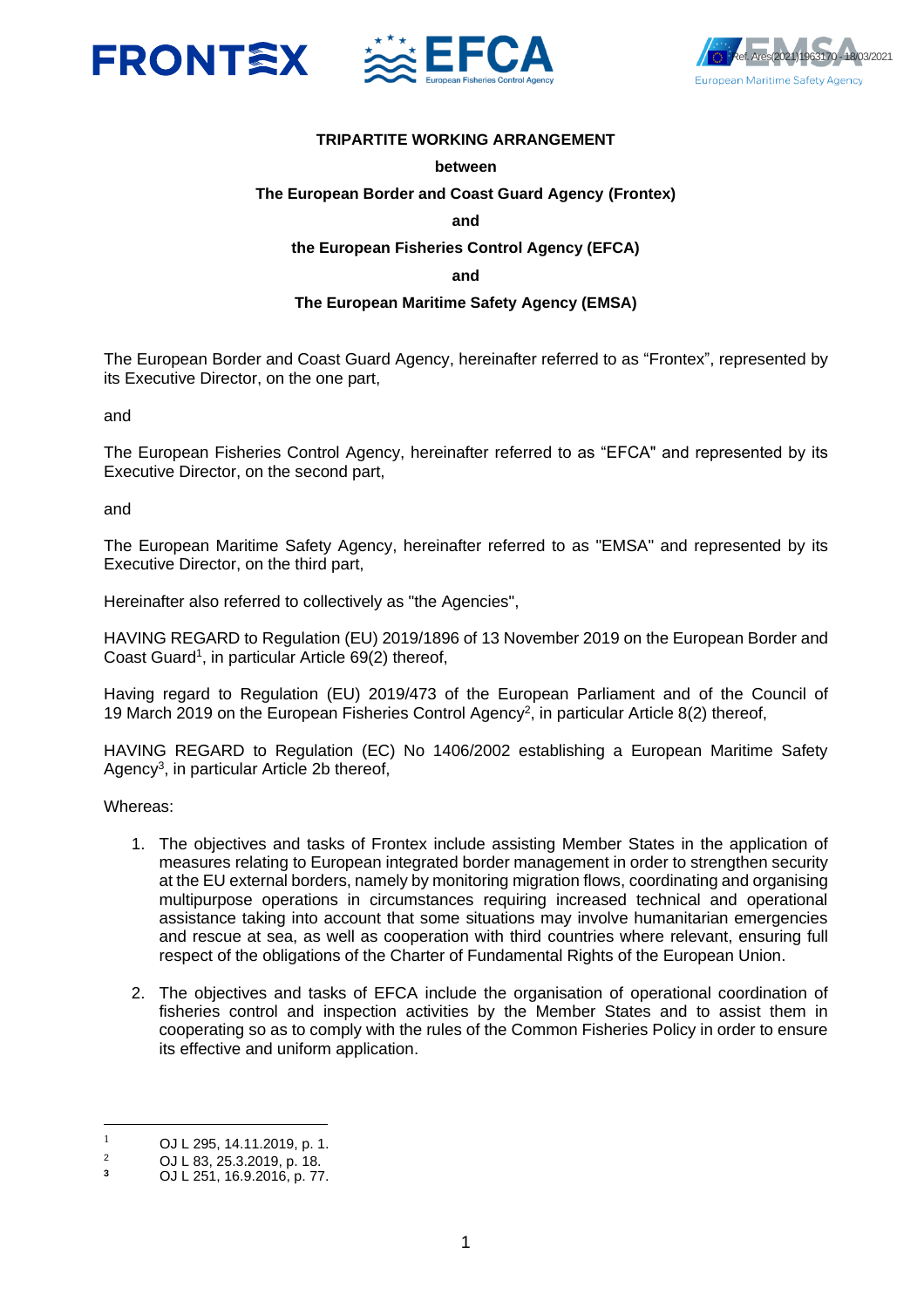**TRIPARTITE WORKING ARRANGEMENT**

**between**

**The European Border and Coast Guard Agency (Frontex)**

**and**

**the European Fisheries Control Agency (EFCA)**

**and**

**The European Maritime Safety Agency (EMSA)**

The European Border and Coast Guard Agency, hereinafter referred to as "Frontex", represented by its Executive Director, on the one part,

and

The European Fisheries Control Agency, hereinafter referred to as "EFCA" and represented by its Executive Director, on the second part,

and

The European Maritime Safety Agency, hereinafter referred to as "EMSA" and represented by its Executive Director, on the third part,

Hereinafter also referred to collectively as "the Agencies",

HAVING REGARD to Regulation (EU) 2019/1896 of 13 November 2019 on the European Border and Coast Guard[1], in particular Article 69(2) thereof,

Having regard to Regulation (EU) 2019/473 of the European Parliament and of the Council of 19 March 2019 on the European Fisheries Control Agency[2], in particular Article 8(2) thereof,

HAVING REGARD to Regulation (EC) No 1406/2002 establishing a European Maritime Safety Agency[3], in particular Article 2b thereof,

Whereas:

1. The objectives and tasks of Frontex include assisting Member States in the application of measures relating to European integrated border management in order to strengthen security at the EU external borders, namely by monitoring migration flows, coordinating and organising multipurpose operations in circumstances requiring increased technical and operational assistance taking into account that some situations may involve humanitarian emergencies and rescue at sea, as well as cooperation with third countries where relevant, ensuring full respect of the obligations of the Charter of Fundamental Rights of the European Union.

2. The objectives and tasks of EFCA include the organisation of operational coordination of fisheries control and inspection activities by the Member States and to assist them in cooperating so as to comply with the rules of the Common Fisheries Policy in order to ensure its effective and uniform application.

---

[1] OJ L 295, 14.11.2019, p. 1.

[2] OJ L 83, 25.3.2019, p. 18.

[3] OJ L 251, 16.9.2016, p. 77.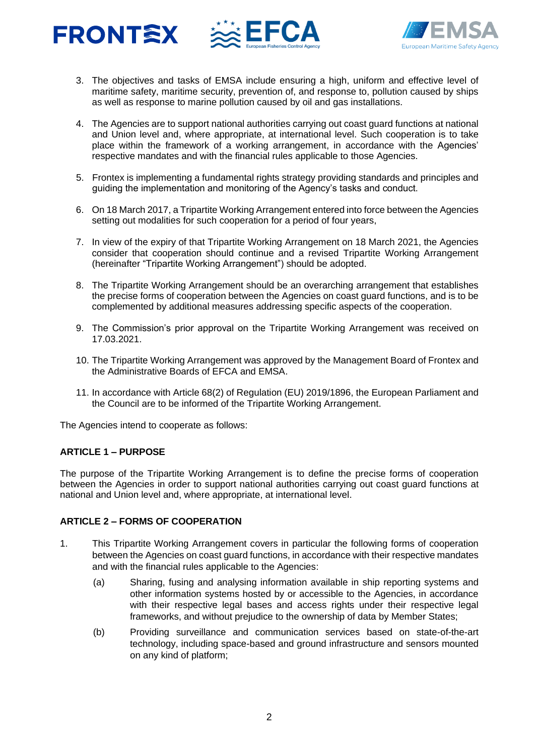3. The objectives and tasks of EMSA include ensuring a high, uniform and effective level of maritime safety, maritime security, prevention of, and response to, pollution caused by ships as well as response to marine pollution caused by oil and gas installations.

4. The Agencies are to support national authorities carrying out coast guard functions at national and Union level and, where appropriate, at international level. Such cooperation is to take place within the framework of a working arrangement, in accordance with the Agencies' respective mandates and with the financial rules applicable to those Agencies.

5. Frontex is implementing a fundamental rights strategy providing standards and principles and guiding the implementation and monitoring of the Agency's tasks and conduct.

6. On 18 March 2017, a Tripartite Working Arrangement entered into force between the Agencies setting out modalities for such cooperation for a period of four years,

7. In view of the expiry of that Tripartite Working Arrangement on 18 March 2021, the Agencies consider that cooperation should continue and a revised Tripartite Working Arrangement (hereinafter "Tripartite Working Arrangement") should be adopted.

8. The Tripartite Working Arrangement should be an overarching arrangement that establishes the precise forms of cooperation between the Agencies on coast guard functions, and is to be complemented by additional measures addressing specific aspects of the cooperation.

9. The Commission's prior approval on the Tripartite Working Arrangement was received on 17.03.2021.

10. The Tripartite Working Arrangement was approved by the Management Board of Frontex and the Administrative Boards of EFCA and EMSA.

11. In accordance with Article 68(2) of Regulation (EU) 2019/1896, the European Parliament and the Council are to be informed of the Tripartite Working Arrangement.

The Agencies intend to cooperate as follows:

**ARTICLE 1 – PURPOSE**

The purpose of the Tripartite Working Arrangement is to define the precise forms of cooperation between the Agencies in order to support national authorities carrying out coast guard functions at national and Union level and, where appropriate, at international level.

**ARTICLE 2 – FORMS OF COOPERATION**

1. This Tripartite Working Arrangement covers in particular the following forms of cooperation between the Agencies on coast guard functions, in accordance with their respective mandates and with the financial rules applicable to the Agencies:

   (a) Sharing, fusing and analysing information available in ship reporting systems and other information systems hosted by or accessible to the Agencies, in accordance with their respective legal bases and access rights under their respective legal frameworks, and without prejudice to the ownership of data by Member States;

   (b) Providing surveillance and communication services based on state-of-the-art technology, including space-based and ground infrastructure and sensors mounted on any kind of platform;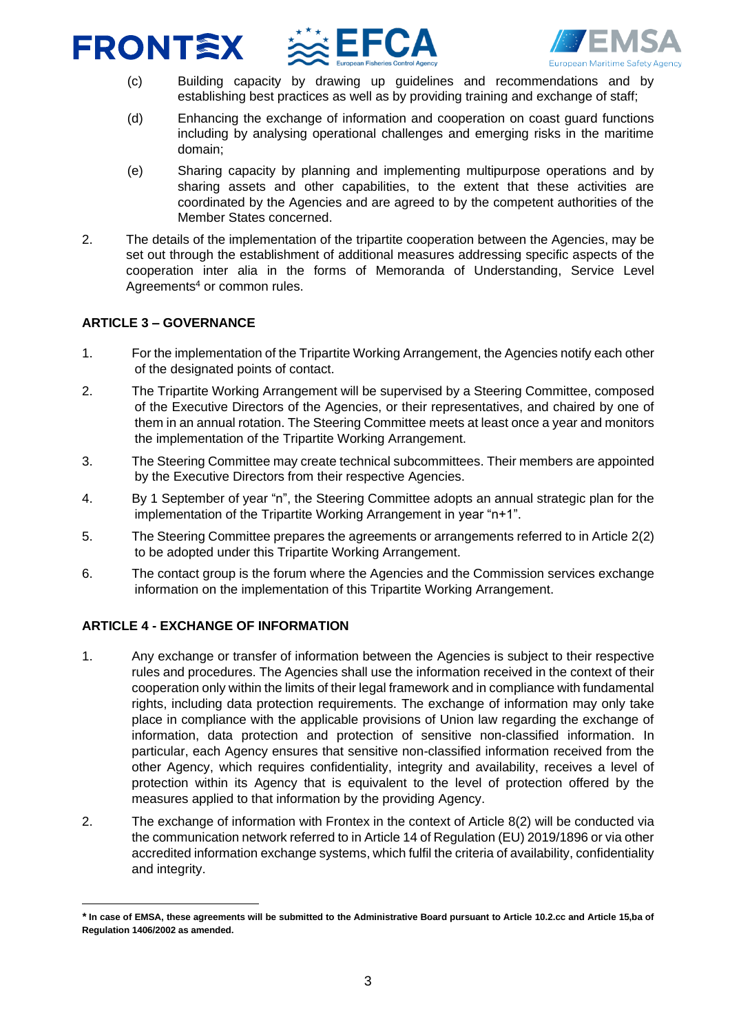(c) Building capacity by drawing up guidelines and recommendations and by establishing best practices as well as by providing training and exchange of staff;

(d) Enhancing the exchange of information and cooperation on coast guard functions including by analysing operational challenges and emerging risks in the maritime domain;

(e) Sharing capacity by planning and implementing multipurpose operations and by sharing assets and other capabilities, to the extent that these activities are coordinated by the Agencies and are agreed to by the competent authorities of the Member States concerned.

2. The details of the implementation of the tripartite cooperation between the Agencies, may be set out through the establishment of additional measures addressing specific aspects of the cooperation inter alia in the forms of Memoranda of Understanding, Service Level Agreements[4] or common rules.

**ARTICLE 3 – GOVERNANCE**

1. For the implementation of the Tripartite Working Arrangement, the Agencies notify each other of the designated points of contact.

2. The Tripartite Working Arrangement will be supervised by a Steering Committee, composed of the Executive Directors of the Agencies, or their representatives, and chaired by one of them in an annual rotation. The Steering Committee meets at least once a year and monitors the implementation of the Tripartite Working Arrangement.

3. The Steering Committee may create technical subcommittees. Their members are appointed by the Executive Directors from their respective Agencies.

4. By 1 September of year "n", the Steering Committee adopts an annual strategic plan for the implementation of the Tripartite Working Arrangement in year "n+1".

5. The Steering Committee prepares the agreements or arrangements referred to in Article 2(2) to be adopted under this Tripartite Working Arrangement.

6. The contact group is the forum where the Agencies and the Commission services exchange information on the implementation of this Tripartite Working Arrangement.

**ARTICLE 4 - EXCHANGE OF INFORMATION**

1. Any exchange or transfer of information between the Agencies is subject to their respective rules and procedures. The Agencies shall use the information received in the context of their cooperation only within the limits of their legal framework and in compliance with fundamental rights, including data protection requirements. The exchange of information may only take place in compliance with the applicable provisions of Union law regarding the exchange of information, data protection and protection of sensitive non-classified information. In particular, each Agency ensures that sensitive non-classified information received from the other Agency, which requires confidentiality, integrity and availability, receives a level of protection within its Agency that is equivalent to the level of protection offered by the measures applied to that information by the providing Agency.

2. The exchange of information with Frontex in the context of Article 8(2) will be conducted via the communication network referred to in Article 14 of Regulation (EU) 2019/1896 or via other accredited information exchange systems, which fulfil the criteria of availability, confidentiality and integrity.

---

**[4] In case of EMSA, these agreements will be submitted to the Administrative Board pursuant to Article 10.2.cc and Article 15,ba of Regulation 1406/2002 as amended.**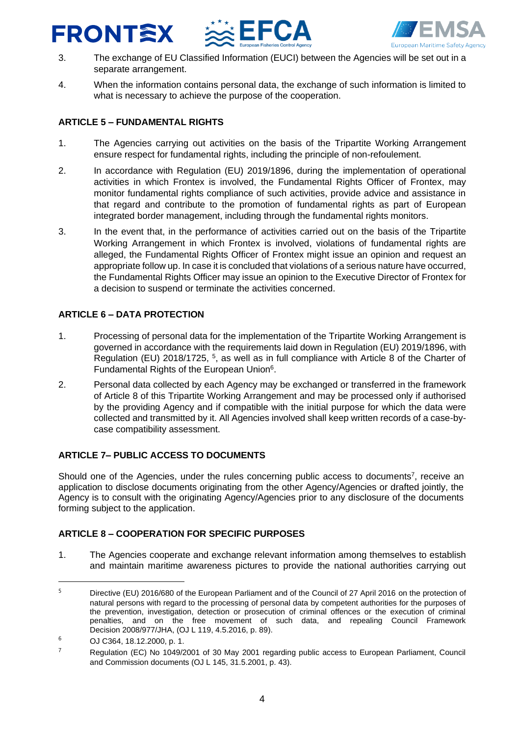3. The exchange of EU Classified Information (EUCI) between the Agencies will be set out in a separate arrangement.

4. When the information contains personal data, the exchange of such information is limited to what is necessary to achieve the purpose of the cooperation.

### ARTICLE 5 – FUNDAMENTAL RIGHTS

1. The Agencies carrying out activities on the basis of the Tripartite Working Arrangement ensure respect for fundamental rights, including the principle of non-refoulement.

2. In accordance with Regulation (EU) 2019/1896, during the implementation of operational activities in which Frontex is involved, the Fundamental Rights Officer of Frontex, may monitor fundamental rights compliance of such activities, provide advice and assistance in that regard and contribute to the promotion of fundamental rights as part of European integrated border management, including through the fundamental rights monitors.

3. In the event that, in the performance of activities carried out on the basis of the Tripartite Working Arrangement in which Frontex is involved, violations of fundamental rights are alleged, the Fundamental Rights Officer of Frontex might issue an opinion and request an appropriate follow up. In case it is concluded that violations of a serious nature have occurred, the Fundamental Rights Officer may issue an opinion to the Executive Director of Frontex for a decision to suspend or terminate the activities concerned.

### ARTICLE 6 – DATA PROTECTION

1. Processing of personal data for the implementation of the Tripartite Working Arrangement is governed in accordance with the requirements laid down in Regulation (EU) 2019/1896, with Regulation (EU) 2018/1725, [5], as well as in full compliance with Article 8 of the Charter of Fundamental Rights of the European Union[6].

2. Personal data collected by each Agency may be exchanged or transferred in the framework of Article 8 of this Tripartite Working Arrangement and may be processed only if authorised by the providing Agency and if compatible with the initial purpose for which the data were collected and transmitted by it. All Agencies involved shall keep written records of a case-by-case compatibility assessment.

### ARTICLE 7– PUBLIC ACCESS TO DOCUMENTS

Should one of the Agencies, under the rules concerning public access to documents[7], receive an application to disclose documents originating from the other Agency/Agencies or drafted jointly, the Agency is to consult with the originating Agency/Agencies prior to any disclosure of the documents forming subject to the application.

### ARTICLE 8 – COOPERATION FOR SPECIFIC PURPOSES

1. The Agencies cooperate and exchange relevant information among themselves to establish and maintain maritime awareness pictures to provide the national authorities carrying out

---

[5] Directive (EU) 2016/680 of the European Parliament and of the Council of 27 April 2016 on the protection of natural persons with regard to the processing of personal data by competent authorities for the purposes of the prevention, investigation, detection or prosecution of criminal offences or the execution of criminal penalties, and on the free movement of such data, and repealing Council Framework Decision 2008/977/JHA, (OJ L 119, 4.5.2016, p. 89).

[6] OJ C364, 18.12.2000, p. 1.

[7] Regulation (EC) No 1049/2001 of 30 May 2001 regarding public access to European Parliament, Council and Commission documents (OJ L 145, 31.5.2001, p. 43).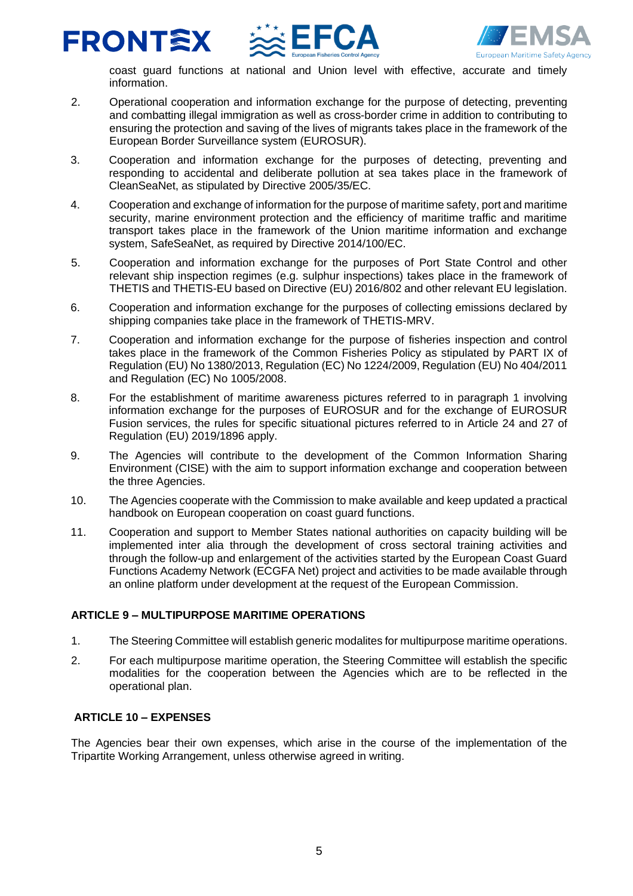coast guard functions at national and Union level with effective, accurate and timely information.

2. Operational cooperation and information exchange for the purpose of detecting, preventing and combatting illegal immigration as well as cross-border crime in addition to contributing to ensuring the protection and saving of the lives of migrants takes place in the framework of the European Border Surveillance system (EUROSUR).

3. Cooperation and information exchange for the purposes of detecting, preventing and responding to accidental and deliberate pollution at sea takes place in the framework of CleanSeaNet, as stipulated by Directive 2005/35/EC.

4. Cooperation and exchange of information for the purpose of maritime safety, port and maritime security, marine environment protection and the efficiency of maritime traffic and maritime transport takes place in the framework of the Union maritime information and exchange system, SafeSeaNet, as required by Directive 2014/100/EC.

5. Cooperation and information exchange for the purposes of Port State Control and other relevant ship inspection regimes (e.g. sulphur inspections) takes place in the framework of THETIS and THETIS-EU based on Directive (EU) 2016/802 and other relevant EU legislation.

6. Cooperation and information exchange for the purposes of collecting emissions declared by shipping companies take place in the framework of THETIS-MRV.

7. Cooperation and information exchange for the purpose of fisheries inspection and control takes place in the framework of the Common Fisheries Policy as stipulated by PART IX of Regulation (EU) No 1380/2013, Regulation (EC) No 1224/2009, Regulation (EU) No 404/2011 and Regulation (EC) No 1005/2008.

8. For the establishment of maritime awareness pictures referred to in paragraph 1 involving information exchange for the purposes of EUROSUR and for the exchange of EUROSUR Fusion services, the rules for specific situational pictures referred to in Article 24 and 27 of Regulation (EU) 2019/1896 apply.

9. The Agencies will contribute to the development of the Common Information Sharing Environment (CISE) with the aim to support information exchange and cooperation between the three Agencies.

10. The Agencies cooperate with the Commission to make available and keep updated a practical handbook on European cooperation on coast guard functions.

11. Cooperation and support to Member States national authorities on capacity building will be implemented inter alia through the development of cross sectoral training activities and through the follow-up and enlargement of the activities started by the European Coast Guard Functions Academy Network (ECGFA Net) project and activities to be made available through an online platform under development at the request of the European Commission.

## ARTICLE 9 – MULTIPURPOSE MARITIME OPERATIONS

1. The Steering Committee will establish generic modalites for multipurpose maritime operations.

2. For each multipurpose maritime operation, the Steering Committee will establish the specific modalities for the cooperation between the Agencies which are to be reflected in the operational plan.

## ARTICLE 10 – EXPENSES

The Agencies bear their own expenses, which arise in the course of the implementation of the Tripartite Working Arrangement, unless otherwise agreed in writing.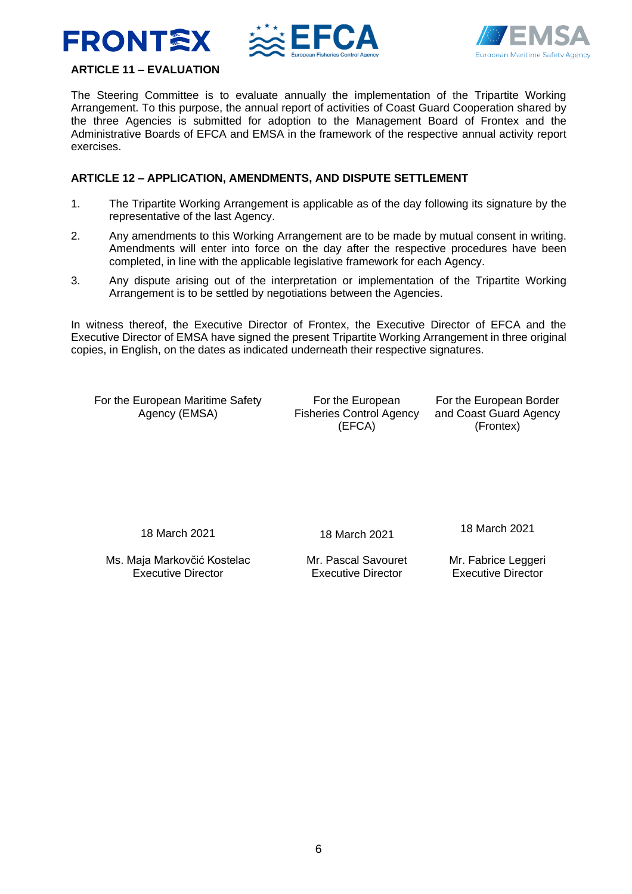## ARTICLE 11 – EVALUATION

The Steering Committee is to evaluate annually the implementation of the Tripartite Working Arrangement. To this purpose, the annual report of activities of Coast Guard Cooperation shared by the three Agencies is submitted for adoption to the Management Board of Frontex and the Administrative Boards of EFCA and EMSA in the framework of the respective annual activity report exercises.

## ARTICLE 12 – APPLICATION, AMENDMENTS, AND DISPUTE SETTLEMENT

1. The Tripartite Working Arrangement is applicable as of the day following its signature by the representative of the last Agency.
2. Any amendments to this Working Arrangement are to be made by mutual consent in writing. Amendments will enter into force on the day after the respective procedures have been completed, in line with the applicable legislative framework for each Agency.
3. Any dispute arising out of the interpretation or implementation of the Tripartite Working Arrangement is to be settled by negotiations between the Agencies.

In witness thereof, the Executive Director of Frontex, the Executive Director of EFCA and the Executive Director of EMSA have signed the present Tripartite Working Arrangement in three original copies, in English, on the dates as indicated underneath their respective signatures.

| For the European Maritime Safety Agency (EMSA) | For the European Fisheries Control Agency (EFCA) | For the European Border and Coast Guard Agency (Frontex) |
| --- | --- | --- |
| 18 March 2021 | 18 March 2021 | 18 March 2021 |
| Ms. Maja Markovčić Kostelac<br>Executive Director | Mr. Pascal Savouret<br>Executive Director | Mr. Fabrice Leggeri<br>Executive Director |